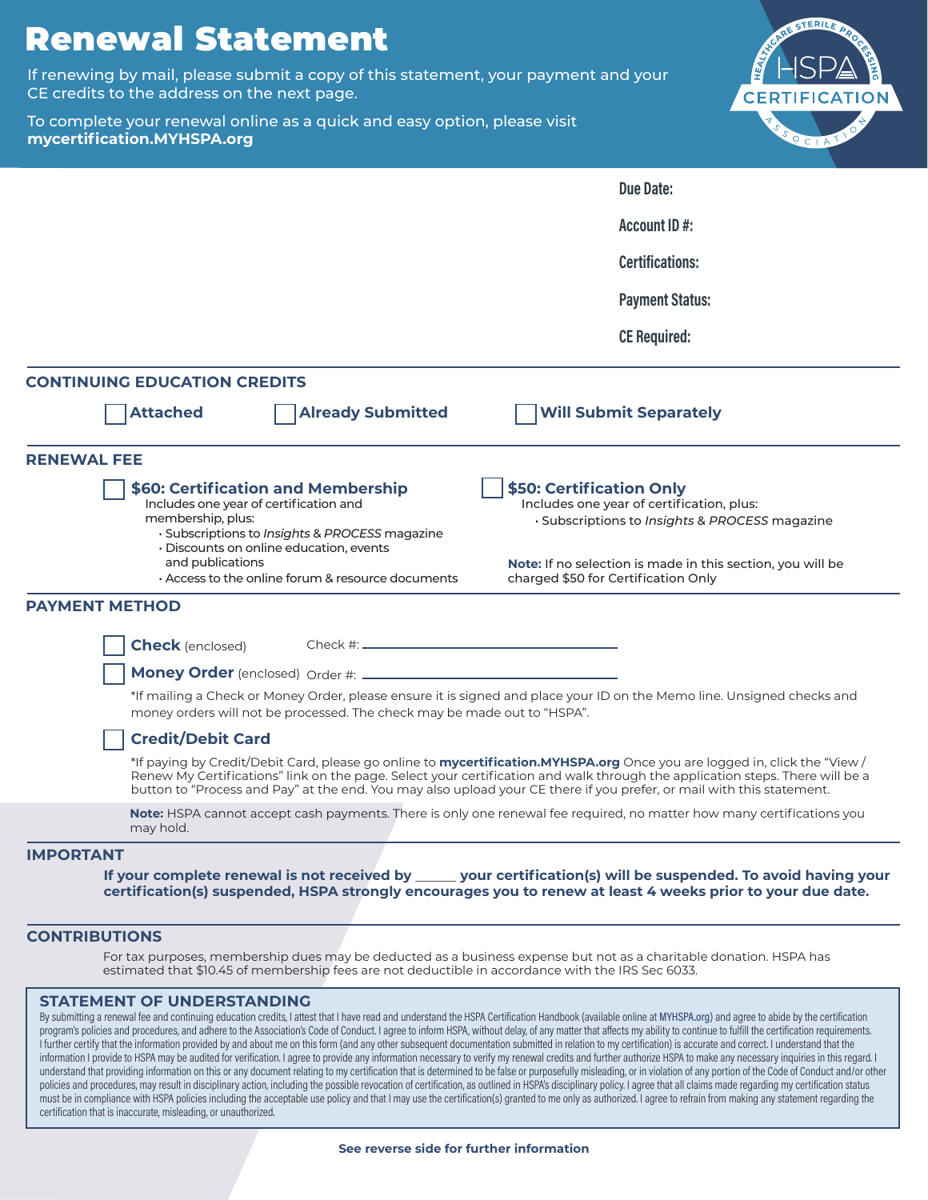# Renewal Statement

If renewing by mail, please submit a copy of this statement, your payment and your CE credits to the address on the next page.

To complete your renewal online as a quick and easy option, please visit **mycertification.MYHSPA.org**

**Due Date:**

**Account ID #:**

**Certifications:**

**Payment Status:**

**CE Required:**

## CONTINUING EDUCATION CREDITS

☐ **Attached** ☐ **Already Submitted** ☐ **Will Submit Separately**

## RENEWAL FEE

☐ **$60: Certification and Membership**
Includes one year of certification and membership, plus:
- Subscriptions to *Insights* & *PROCESS* magazine
- Discounts on online education, events and publications
- Access to the online forum & resource documents

☐ **$50: Certification Only**
Includes one year of certification, plus:
- Subscriptions to *Insights* & *PROCESS* magazine

**Note:** If no selection is made in this section, you will be charged $50 for Certification Only

## PAYMENT METHOD

☐ **Check** (enclosed) Check #: ____________________

☐ **Money Order** (enclosed) Order #: ____________________

*If mailing a Check or Money Order, please ensure it is signed and place your ID on the Memo line. Unsigned checks and money orders will not be processed. The check may be made out to "HSPA".

☐ **Credit/Debit Card**

*If paying by Credit/Debit Card, please go online to **mycertification.MYHSPA.org** Once you are logged in, click the "View / Renew My Certifications" link on the page. Select your certification and walk through the application steps. There will be a button to "Process and Pay" at the end. You may also upload your CE there if you prefer, or mail with this statement.

**Note:** HSPA cannot accept cash payments. There is only one renewal fee required, no matter how many certifications you may hold.

## IMPORTANT

**If your complete renewal is not received by ______ your certification(s) will be suspended. To avoid having your certification(s) suspended, HSPA strongly encourages you to renew at least 4 weeks prior to your due date.**

## CONTRIBUTIONS

For tax purposes, membership dues may be deducted as a business expense but not as a charitable donation. HSPA has estimated that $10.45 of membership fees are not deductible in accordance with the IRS Sec 6033.

## STATEMENT OF UNDERSTANDING

By submitting a renewal fee and continuing education credits, I attest that I have read and understand the HSPA Certification Handbook (available online at MYHSPA.org) and agree to abide by the certification program's policies and procedures, and adhere to the Association's Code of Conduct. I agree to inform HSPA, without delay, of any matter that affects my ability to continue to fulfill the certification requirements. I further certify that the information provided by and about me on this form (and any other subsequent documentation submitted in relation to my certification) is accurate and correct. I understand that the information I provide to HSPA may be audited for verification. I agree to provide any information necessary to verify my renewal credits and further authorize HSPA to make any necessary inquiries in this regard. I understand that providing information on this or any document relating to my certification that is determined to be false or purposefully misleading, or in violation of any portion of the Code of Conduct and/or other policies and procedures, may result in disciplinary action, including the possible revocation of certification, as outlined in HSPA's disciplinary policy. I agree that all claims made regarding my certification status must be in compliance with HSPA policies including the acceptable use policy and that I may use the certification(s) granted to me only as authorized. I agree to refrain from making any statement regarding the certification that is inaccurate, misleading, or unauthorized.

**See reverse side for further information**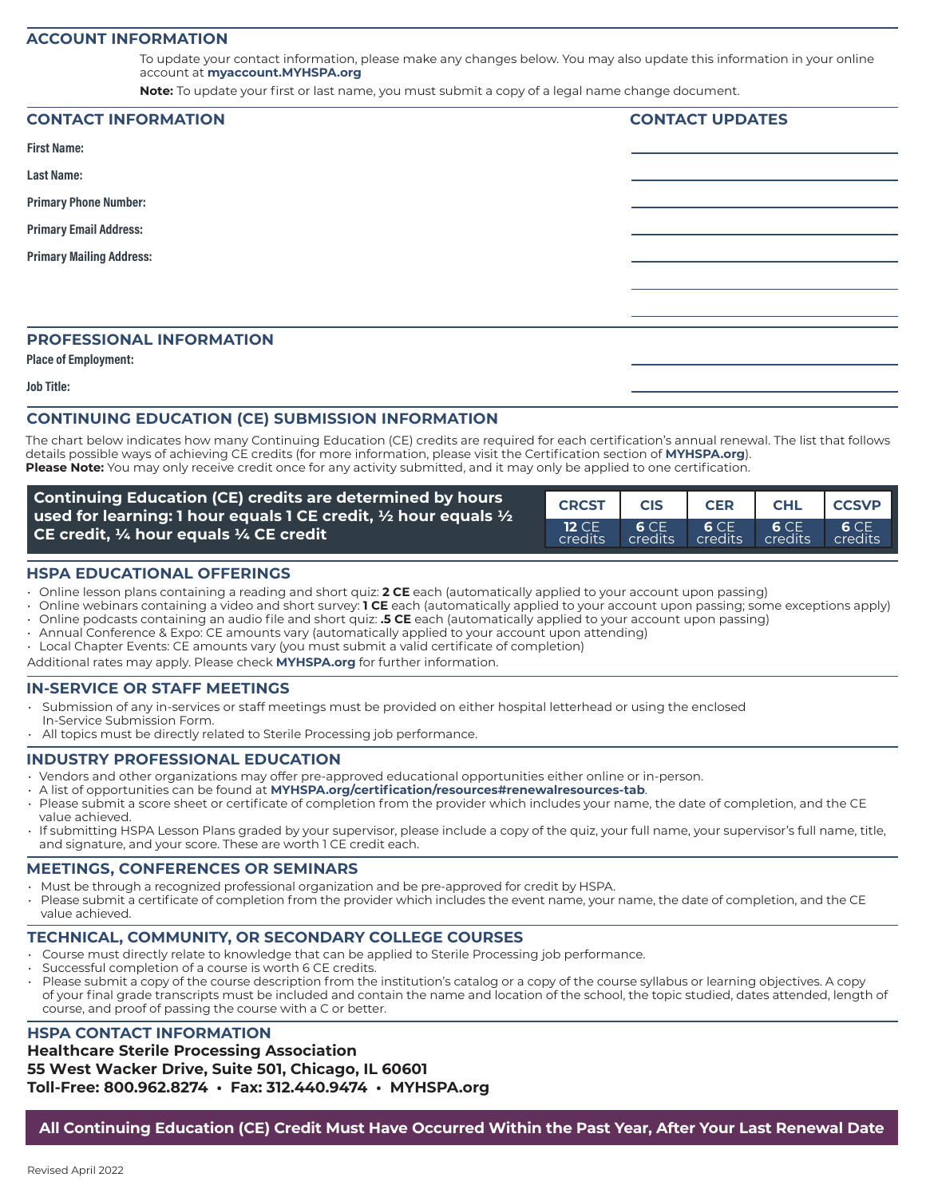## ACCOUNT INFORMATION

To update your contact information, please make any changes below. You may also update this information in your online account at **myaccount.MYHSPA.org**

**Note:** To update your first or last name, you must submit a copy of a legal name change document.

## CONTACT INFORMATION

| CONTACT INFORMATION | CONTACT UPDATES |
| --- | --- |
| **First Name:** | |
| **Last Name:** | |
| **Primary Phone Number:** | |
| **Primary Email Address:** | |
| **Primary Mailing Address:** | |
| | |
| | |

## PROFESSIONAL INFORMATION

| | |
| --- | --- |
| **Place of Employment:** | |
| **Job Title:** | |

## CONTINUING EDUCATION (CE) SUBMISSION INFORMATION

The chart below indicates how many Continuing Education (CE) credits are required for each certification's annual renewal. The list that follows details possible ways of achieving CE credits (for more information, please visit the Certification section of **MYHSPA.org**).
**Please Note:** You may only receive credit once for any activity submitted, and it may only be applied to one certification.

**Continuing Education (CE) credits are determined by hours used for learning: 1 hour equals 1 CE credit, ½ hour equals ½ CE credit, ¼ hour equals ¼ CE credit**

| CRCST | CIS | CER | CHL | CCSVP |
| --- | --- | --- | --- | --- |
| **12** CE credits | **6** CE credits | **6** CE credits | **6** CE credits | **6** CE credits |

## HSPA EDUCATIONAL OFFERINGS

- Online lesson plans containing a reading and short quiz: **2 CE** each (automatically applied to your account upon passing)
- Online webinars containing a video and short survey: **1 CE** each (automatically applied to your account upon passing; some exceptions apply)
- Online podcasts containing an audio file and short quiz: **.5 CE** each (automatically applied to your account upon passing)
- Annual Conference & Expo: CE amounts vary (automatically applied to your account upon attending)
- Local Chapter Events: CE amounts vary (you must submit a valid certificate of completion)

Additional rates may apply. Please check **MYHSPA.org** for further information.

## IN-SERVICE OR STAFF MEETINGS

- Submission of any in-services or staff meetings must be provided on either hospital letterhead or using the enclosed In-Service Submission Form.
- All topics must be directly related to Sterile Processing job performance.

## INDUSTRY PROFESSIONAL EDUCATION

- Vendors and other organizations may offer pre-approved educational opportunities either online or in-person.
- A list of opportunities can be found at **MYHSPA.org/certification/resources#renewalresources-tab**.
- Please submit a score sheet or certificate of completion from the provider which includes your name, the date of completion, and the CE value achieved.
- If submitting HSPA Lesson Plans graded by your supervisor, please include a copy of the quiz, your full name, your supervisor's full name, title, and signature, and your score. These are worth 1 CE credit each.

## MEETINGS, CONFERENCES OR SEMINARS

- Must be through a recognized professional organization and be pre-approved for credit by HSPA.
- Please submit a certificate of completion from the provider which includes the event name, your name, the date of completion, and the CE value achieved.

## TECHNICAL, COMMUNITY, OR SECONDARY COLLEGE COURSES

- Course must directly relate to knowledge that can be applied to Sterile Processing job performance.
- Successful completion of a course is worth 6 CE credits.
- Please submit a copy of the course description from the institution's catalog or a copy of the course syllabus or learning objectives. A copy of your final grade transcripts must be included and contain the name and location of the school, the topic studied, dates attended, length of course, and proof of passing the course with a C or better.

## HSPA CONTACT INFORMATION

**Healthcare Sterile Processing Association**
**55 West Wacker Drive, Suite 501, Chicago, IL 60601**
**Toll-Free: 800.962.8274 • Fax: 312.440.9474 • MYHSPA.org**

**All Continuing Education (CE) Credit Must Have Occurred Within the Past Year, After Your Last Renewal Date**

Revised April 2022